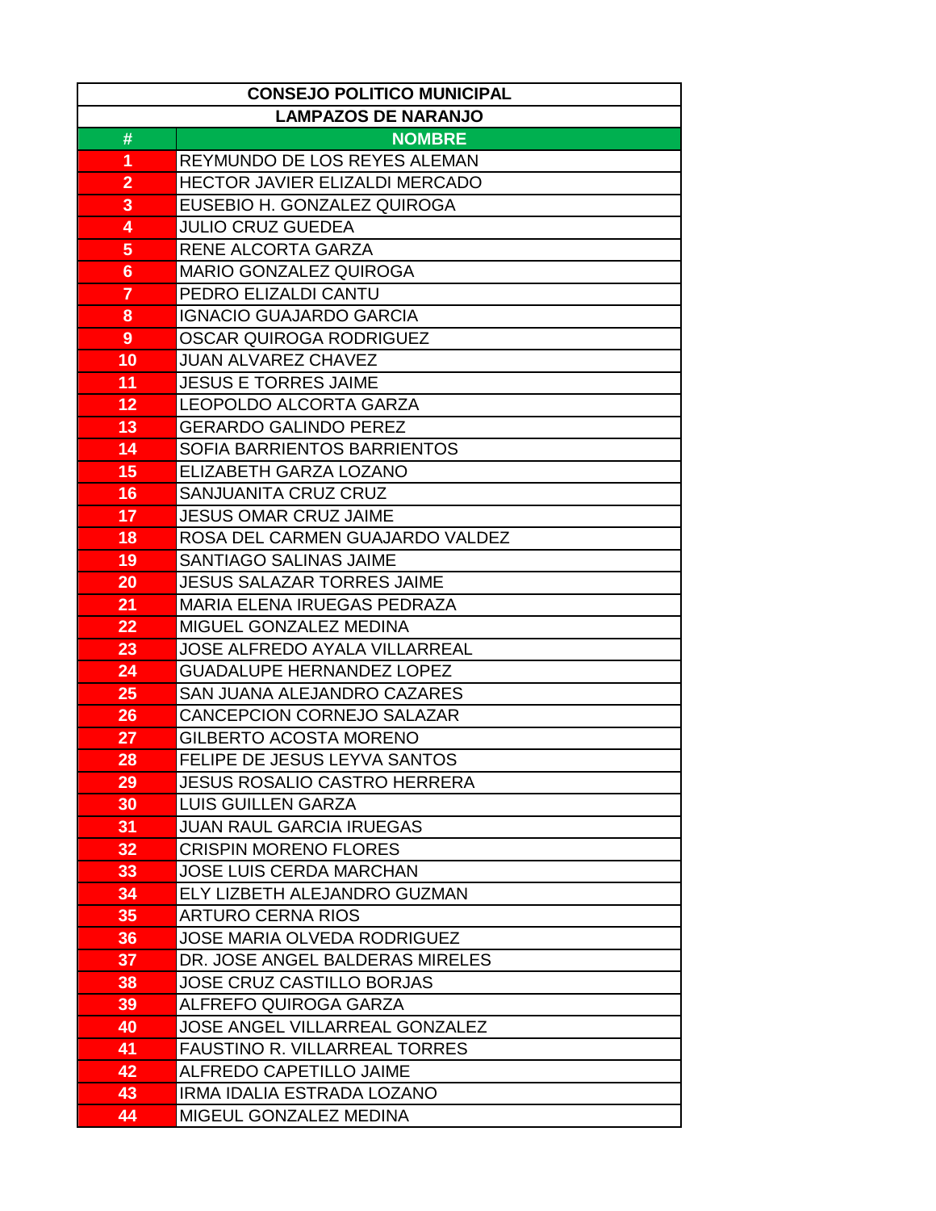| CONSEJO POLITICO MUNICIPAL | |
|---|---|
| LAMPAZOS DE NARANJO | |
| # | NOMBRE |
| 1 | REYMUNDO DE LOS REYES ALEMAN |
| 2 | HECTOR JAVIER ELIZALDI MERCADO |
| 3 | EUSEBIO H. GONZALEZ QUIROGA |
| 4 | JULIO CRUZ GUEDEA |
| 5 | RENE ALCORTA GARZA |
| 6 | MARIO GONZALEZ QUIROGA |
| 7 | PEDRO ELIZALDI CANTU |
| 8 | IGNACIO GUAJARDO GARCIA |
| 9 | OSCAR QUIROGA RODRIGUEZ |
| 10 | JUAN ALVAREZ CHAVEZ |
| 11 | JESUS E TORRES JAIME |
| 12 | LEOPOLDO ALCORTA GARZA |
| 13 | GERARDO GALINDO PEREZ |
| 14 | SOFIA BARRIENTOS BARRIENTOS |
| 15 | ELIZABETH GARZA LOZANO |
| 16 | SANJUANITA CRUZ CRUZ |
| 17 | JESUS OMAR CRUZ JAIME |
| 18 | ROSA DEL CARMEN GUAJARDO VALDEZ |
| 19 | SANTIAGO SALINAS JAIME |
| 20 | JESUS SALAZAR TORRES JAIME |
| 21 | MARIA ELENA IRUEGAS PEDRAZA |
| 22 | MIGUEL GONZALEZ MEDINA |
| 23 | JOSE ALFREDO AYALA VILLARREAL |
| 24 | GUADALUPE HERNANDEZ LOPEZ |
| 25 | SAN JUANA ALEJANDRO CAZARES |
| 26 | CANCEPCION CORNEJO SALAZAR |
| 27 | GILBERTO ACOSTA MORENO |
| 28 | FELIPE DE JESUS LEYVA SANTOS |
| 29 | JESUS ROSALIO CASTRO HERRERA |
| 30 | LUIS GUILLEN GARZA |
| 31 | JUAN RAUL GARCIA IRUEGAS |
| 32 | CRISPIN MORENO FLORES |
| 33 | JOSE LUIS CERDA MARCHAN |
| 34 | ELY LIZBETH ALEJANDRO GUZMAN |
| 35 | ARTURO CERNA RIOS |
| 36 | JOSE MARIA OLVEDA RODRIGUEZ |
| 37 | DR. JOSE ANGEL BALDERAS MIRELES |
| 38 | JOSE CRUZ CASTILLO BORJAS |
| 39 | ALFREFO QUIROGA GARZA |
| 40 | JOSE ANGEL VILLARREAL GONZALEZ |
| 41 | FAUSTINO R. VILLARREAL TORRES |
| 42 | ALFREDO CAPETILLO JAIME |
| 43 | IRMA IDALIA ESTRADA LOZANO |
| 44 | MIGEUL GONZALEZ MEDINA |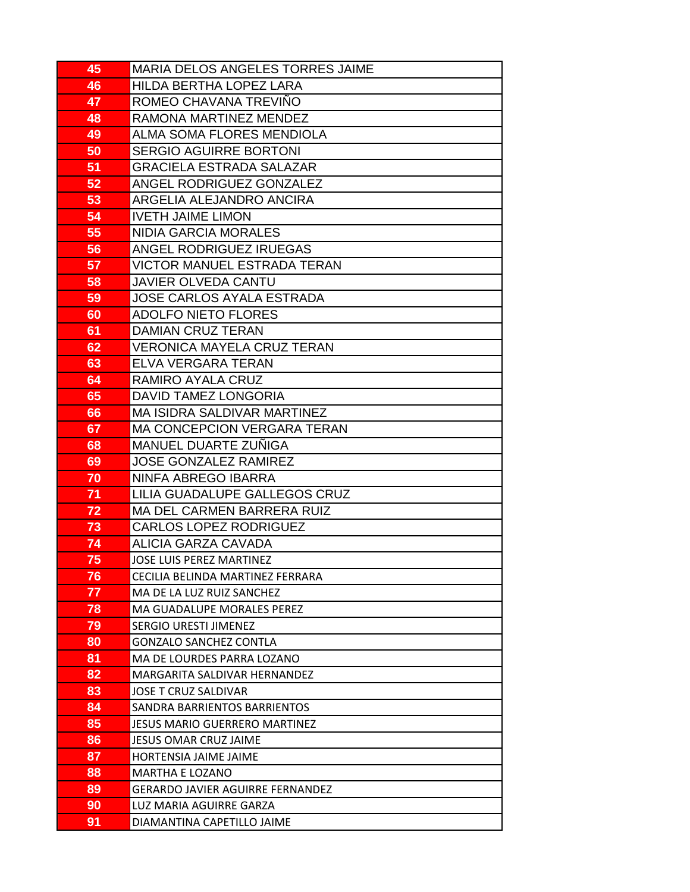| | |
|---|---|
| 45 | MARIA DELOS ANGELES TORRES JAIME |
| 46 | HILDA BERTHA LOPEZ LARA |
| 47 | ROMEO CHAVANA TREVIÑO |
| 48 | RAMONA MARTINEZ MENDEZ |
| 49 | ALMA SOMA FLORES MENDIOLA |
| 50 | SERGIO AGUIRRE BORTONI |
| 51 | GRACIELA ESTRADA SALAZAR |
| 52 | ANGEL RODRIGUEZ GONZALEZ |
| 53 | ARGELIA ALEJANDRO ANCIRA |
| 54 | IVETH JAIME LIMON |
| 55 | NIDIA GARCIA MORALES |
| 56 | ANGEL RODRIGUEZ IRUEGAS |
| 57 | VICTOR MANUEL ESTRADA TERAN |
| 58 | JAVIER OLVEDA CANTU |
| 59 | JOSE CARLOS AYALA ESTRADA |
| 60 | ADOLFO NIETO FLORES |
| 61 | DAMIAN CRUZ TERAN |
| 62 | VERONICA MAYELA CRUZ TERAN |
| 63 | ELVA VERGARA TERAN |
| 64 | RAMIRO AYALA CRUZ |
| 65 | DAVID TAMEZ LONGORIA |
| 66 | MA ISIDRA SALDIVAR MARTINEZ |
| 67 | MA CONCEPCION VERGARA TERAN |
| 68 | MANUEL DUARTE ZUÑIGA |
| 69 | JOSE GONZALEZ RAMIREZ |
| 70 | NINFA ABREGO IBARRA |
| 71 | LILIA GUADALUPE GALLEGOS CRUZ |
| 72 | MA DEL CARMEN BARRERA RUIZ |
| 73 | CARLOS LOPEZ RODRIGUEZ |
| 74 | ALICIA GARZA CAVADA |
| 75 | JOSE LUIS PEREZ MARTINEZ |
| 76 | CECILIA BELINDA MARTINEZ FERRARA |
| 77 | MA DE LA LUZ RUIZ SANCHEZ |
| 78 | MA GUADALUPE MORALES PEREZ |
| 79 | SERGIO URESTI JIMENEZ |
| 80 | GONZALO SANCHEZ CONTLA |
| 81 | MA DE LOURDES PARRA LOZANO |
| 82 | MARGARITA SALDIVAR HERNANDEZ |
| 83 | JOSE T CRUZ SALDIVAR |
| 84 | SANDRA BARRIENTOS BARRIENTOS |
| 85 | JESUS MARIO GUERRERO MARTINEZ |
| 86 | JESUS OMAR CRUZ JAIME |
| 87 | HORTENSIA JAIME JAIME |
| 88 | MARTHA E LOZANO |
| 89 | GERARDO JAVIER AGUIRRE FERNANDEZ |
| 90 | LUZ MARIA AGUIRRE GARZA |
| 91 | DIAMANTINA CAPETILLO JAIME |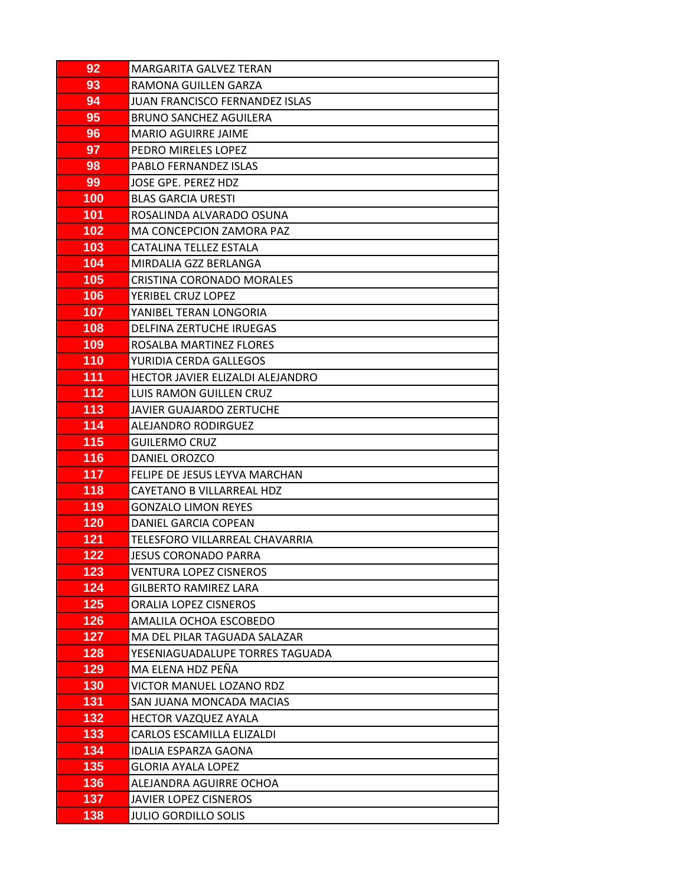| | |
|---|---|
| 92 | MARGARITA GALVEZ TERAN |
| 93 | RAMONA GUILLEN GARZA |
| 94 | JUAN FRANCISCO FERNANDEZ ISLAS |
| 95 | BRUNO SANCHEZ AGUILERA |
| 96 | MARIO AGUIRRE JAIME |
| 97 | PEDRO MIRELES LOPEZ |
| 98 | PABLO FERNANDEZ ISLAS |
| 99 | JOSE GPE. PEREZ HDZ |
| 100 | BLAS GARCIA URESTI |
| 101 | ROSALINDA ALVARADO OSUNA |
| 102 | MA CONCEPCION ZAMORA PAZ |
| 103 | CATALINA TELLEZ ESTALA |
| 104 | MIRDALIA GZZ BERLANGA |
| 105 | CRISTINA CORONADO MORALES |
| 106 | YERIBEL CRUZ LOPEZ |
| 107 | YANIBEL TERAN LONGORIA |
| 108 | DELFINA ZERTUCHE IRUEGAS |
| 109 | ROSALBA MARTINEZ FLORES |
| 110 | YURIDIA CERDA GALLEGOS |
| 111 | HECTOR JAVIER ELIZALDI ALEJANDRO |
| 112 | LUIS RAMON GUILLEN CRUZ |
| 113 | JAVIER GUAJARDO ZERTUCHE |
| 114 | ALEJANDRO RODIRGUEZ |
| 115 | GUILERMO CRUZ |
| 116 | DANIEL OROZCO |
| 117 | FELIPE DE JESUS LEYVA MARCHAN |
| 118 | CAYETANO B VILLARREAL HDZ |
| 119 | GONZALO LIMON REYES |
| 120 | DANIEL GARCIA COPEAN |
| 121 | TELESFORO VILLARREAL CHAVARRIA |
| 122 | JESUS CORONADO PARRA |
| 123 | VENTURA LOPEZ CISNEROS |
| 124 | GILBERTO RAMIREZ LARA |
| 125 | ORALIA LOPEZ CISNEROS |
| 126 | AMALILA OCHOA ESCOBEDO |
| 127 | MA DEL PILAR TAGUADA SALAZAR |
| 128 | YESENIAGUADALUPE TORRES TAGUADA |
| 129 | MA ELENA HDZ PEÑA |
| 130 | VICTOR MANUEL LOZANO RDZ |
| 131 | SAN JUANA MONCADA MACIAS |
| 132 | HECTOR VAZQUEZ AYALA |
| 133 | CARLOS ESCAMILLA ELIZALDI |
| 134 | IDALIA ESPARZA GAONA |
| 135 | GLORIA AYALA LOPEZ |
| 136 | ALEJANDRA AGUIRRE OCHOA |
| 137 | JAVIER LOPEZ CISNEROS |
| 138 | JULIO GORDILLO SOLIS |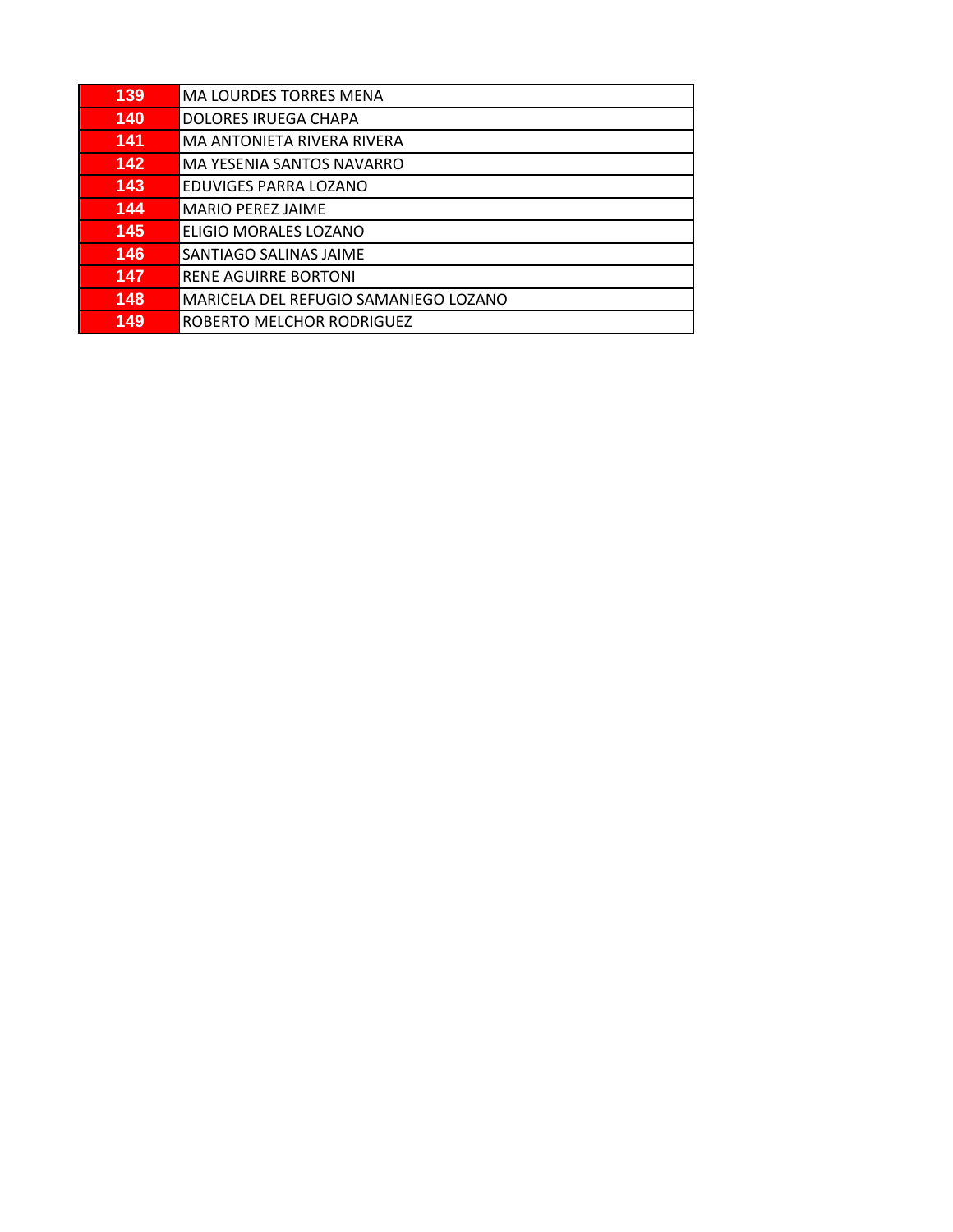| | |
|---|---|
| 139 | MA LOURDES TORRES MENA |
| 140 | DOLORES IRUEGA CHAPA |
| 141 | MA ANTONIETA RIVERA RIVERA |
| 142 | MA YESENIA SANTOS NAVARRO |
| 143 | EDUVIGES PARRA LOZANO |
| 144 | MARIO PEREZ JAIME |
| 145 | ELIGIO MORALES LOZANO |
| 146 | SANTIAGO SALINAS JAIME |
| 147 | RENE AGUIRRE BORTONI |
| 148 | MARICELA DEL REFUGIO SAMANIEGO LOZANO |
| 149 | ROBERTO MELCHOR RODRIGUEZ |